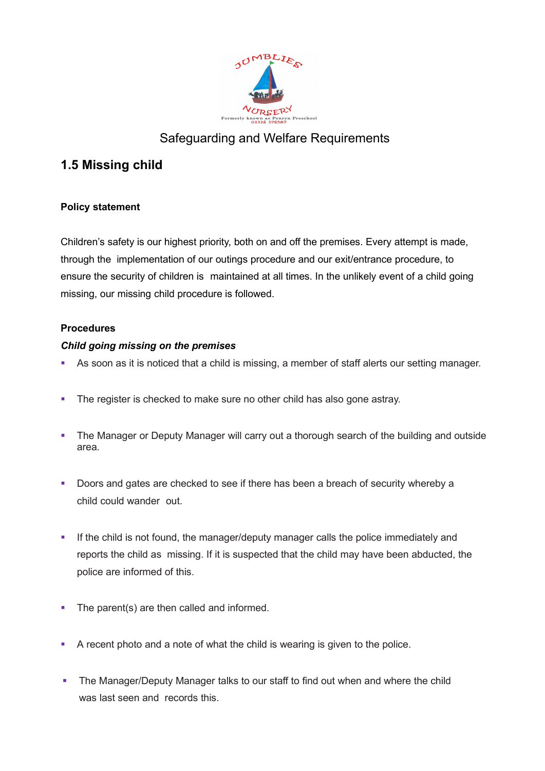Safeguarding and Welfare Requirements

## 1.5 Missing child

**Policy statement**

Children's safety is our highest priority, both on and off the premises. Every attempt is made, through the implementation of our outings procedure and our exit/entrance procedure, to ensure the security of children is maintained at all times. In the unlikely event of a child going missing, our missing child procedure is followed.

**Procedures**

***Child going missing on the premises***

- As soon as it is noticed that a child is missing, a member of staff alerts our setting manager.
- The register is checked to make sure no other child has also gone astray.
- The Manager or Deputy Manager will carry out a thorough search of the building and outside area.
- Doors and gates are checked to see if there has been a breach of security whereby a child could wander out.
- If the child is not found, the manager/deputy manager calls the police immediately and reports the child as missing. If it is suspected that the child may have been abducted, the police are informed of this.
- The parent(s) are then called and informed.
- A recent photo and a note of what the child is wearing is given to the police.
- The Manager/Deputy Manager talks to our staff to find out when and where the child was last seen and records this.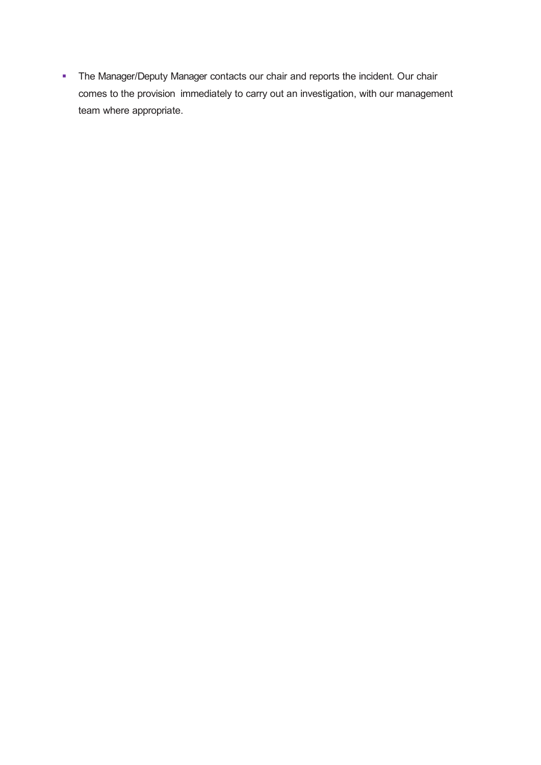- The Manager/Deputy Manager contacts our chair and reports the incident. Our chair comes to the provision immediately to carry out an investigation, with our management team where appropriate.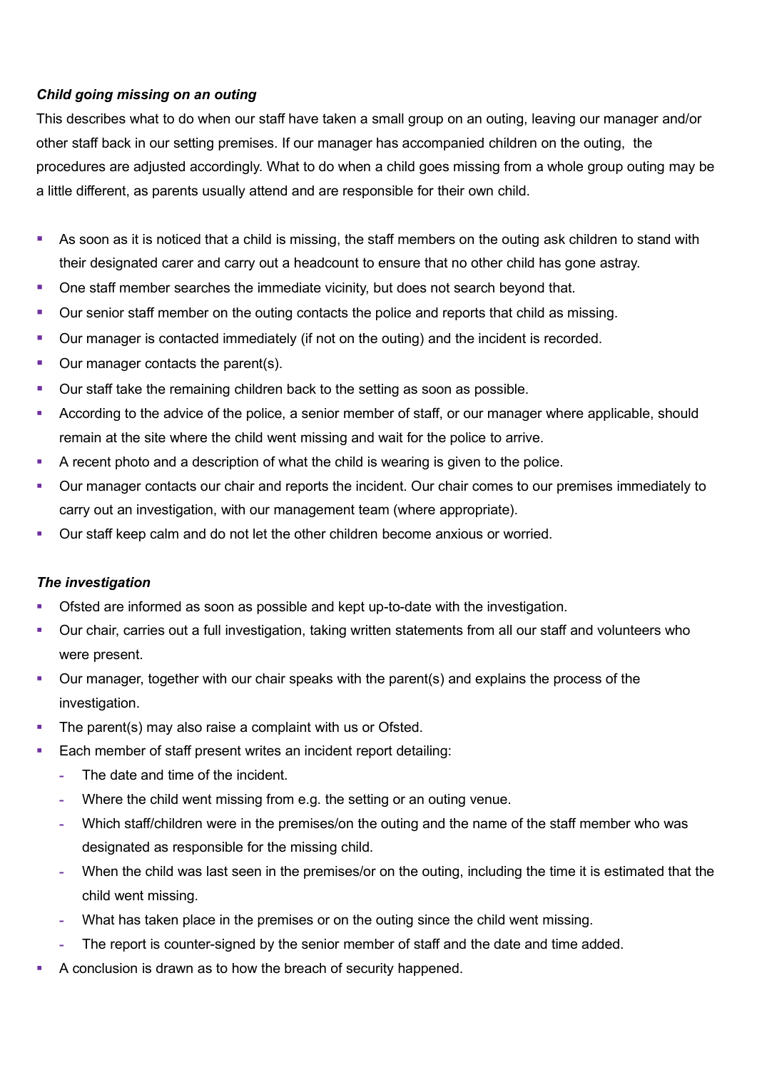***Child going missing on an outing***

This describes what to do when our staff have taken a small group on an outing, leaving our manager and/or other staff back in our setting premises. If our manager has accompanied children on the outing, the procedures are adjusted accordingly. What to do when a child goes missing from a whole group outing may be a little different, as parents usually attend and are responsible for their own child.

- As soon as it is noticed that a child is missing, the staff members on the outing ask children to stand with their designated carer and carry out a headcount to ensure that no other child has gone astray.
- One staff member searches the immediate vicinity, but does not search beyond that.
- Our senior staff member on the outing contacts the police and reports that child as missing.
- Our manager is contacted immediately (if not on the outing) and the incident is recorded.
- Our manager contacts the parent(s).
- Our staff take the remaining children back to the setting as soon as possible.
- According to the advice of the police, a senior member of staff, or our manager where applicable, should remain at the site where the child went missing and wait for the police to arrive.
- A recent photo and a description of what the child is wearing is given to the police.
- Our manager contacts our chair and reports the incident. Our chair comes to our premises immediately to carry out an investigation, with our management team (where appropriate).
- Our staff keep calm and do not let the other children become anxious or worried.

***The investigation***

- Ofsted are informed as soon as possible and kept up-to-date with the investigation.
- Our chair, carries out a full investigation, taking written statements from all our staff and volunteers who were present.
- Our manager, together with our chair speaks with the parent(s) and explains the process of the investigation.
- The parent(s) may also raise a complaint with us or Ofsted.
- Each member of staff present writes an incident report detailing:
  - The date and time of the incident.
  - Where the child went missing from e.g. the setting or an outing venue.
  - Which staff/children were in the premises/on the outing and the name of the staff member who was designated as responsible for the missing child.
  - When the child was last seen in the premises/or on the outing, including the time it is estimated that the child went missing.
  - What has taken place in the premises or on the outing since the child went missing.
  - The report is counter-signed by the senior member of staff and the date and time added.
- A conclusion is drawn as to how the breach of security happened.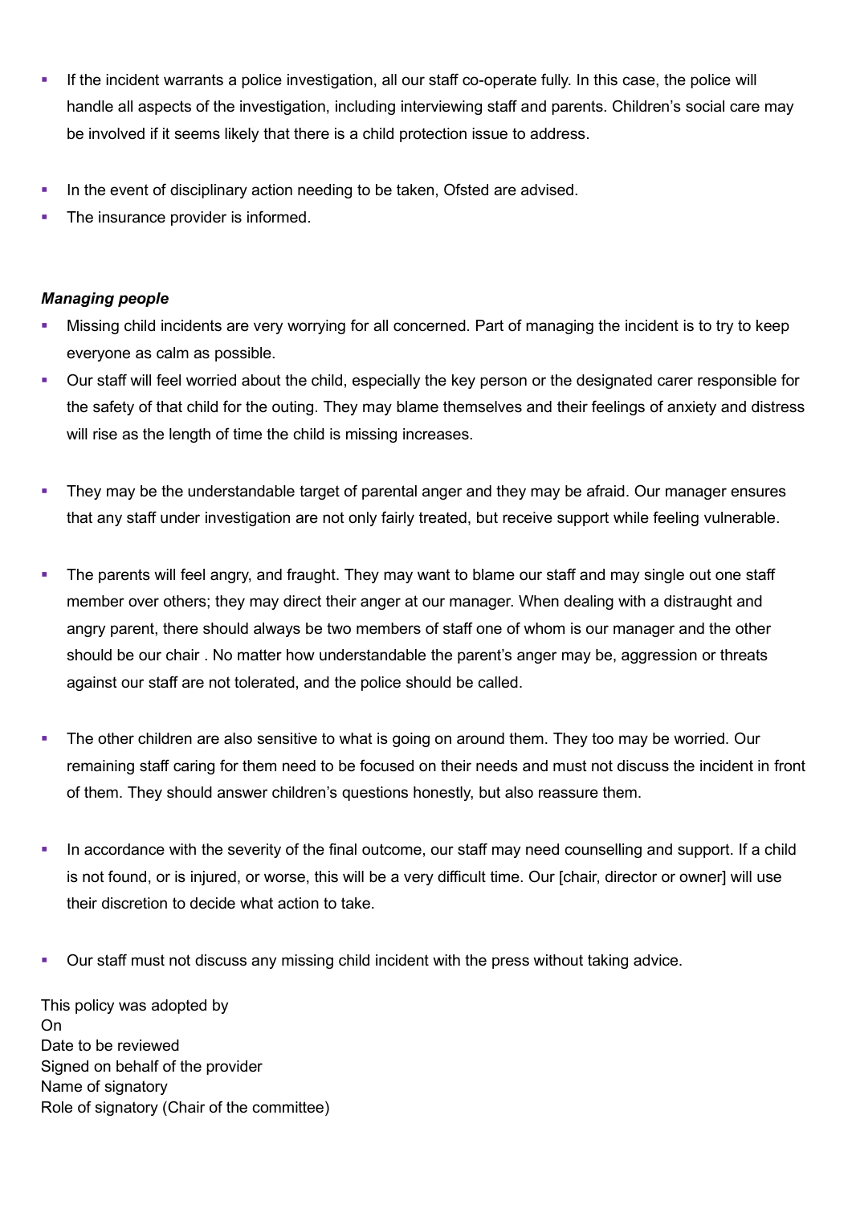- If the incident warrants a police investigation, all our staff co-operate fully. In this case, the police will handle all aspects of the investigation, including interviewing staff and parents. Children's social care may be involved if it seems likely that there is a child protection issue to address.
- In the event of disciplinary action needing to be taken, Ofsted are advised.
- The insurance provider is informed.

***Managing people***

- Missing child incidents are very worrying for all concerned. Part of managing the incident is to try to keep everyone as calm as possible.
- Our staff will feel worried about the child, especially the key person or the designated carer responsible for the safety of that child for the outing. They may blame themselves and their feelings of anxiety and distress will rise as the length of time the child is missing increases.
- They may be the understandable target of parental anger and they may be afraid. Our manager ensures that any staff under investigation are not only fairly treated, but receive support while feeling vulnerable.
- The parents will feel angry, and fraught. They may want to blame our staff and may single out one staff member over others; they may direct their anger at our manager. When dealing with a distraught and angry parent, there should always be two members of staff one of whom is our manager and the other should be our chair . No matter how understandable the parent's anger may be, aggression or threats against our staff are not tolerated, and the police should be called.
- The other children are also sensitive to what is going on around them. They too may be worried. Our remaining staff caring for them need to be focused on their needs and must not discuss the incident in front of them. They should answer children's questions honestly, but also reassure them.
- In accordance with the severity of the final outcome, our staff may need counselling and support. If a child is not found, or is injured, or worse, this will be a very difficult time. Our [chair, director or owner] will use their discretion to decide what action to take.
- Our staff must not discuss any missing child incident with the press without taking advice.

This policy was adopted by
On
Date to be reviewed
Signed on behalf of the provider
Name of signatory
Role of signatory (Chair of the committee)